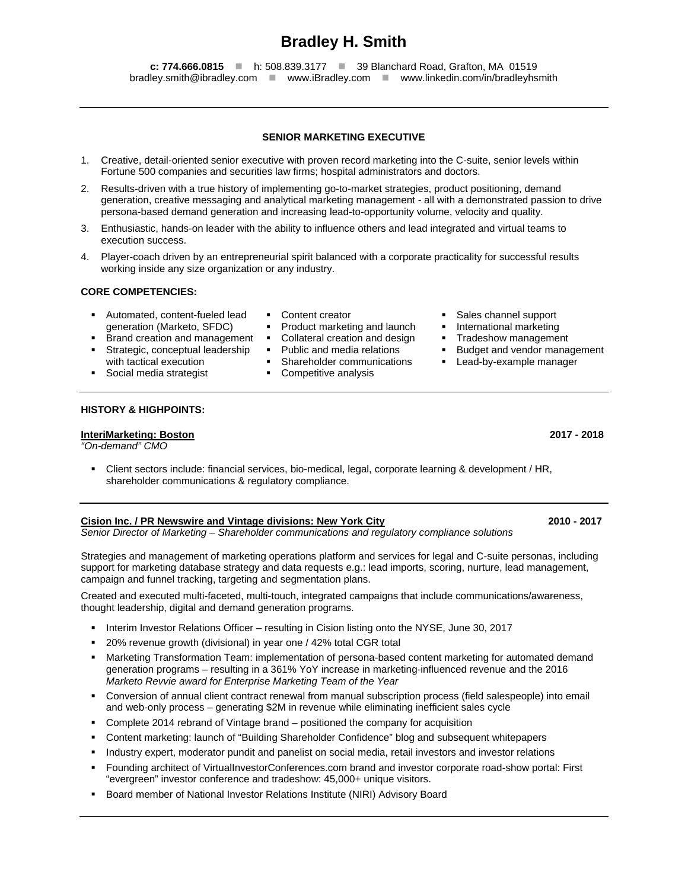# Bradley H. Smith

**c: 774.666.0815** ■ h: 508.839.3177 ■ 39 Blanchard Road, Grafton, MA 01519
bradley.smith@ibradley.com ■ www.iBradley.com ■ www.linkedin.com/in/bradleyhsmith

---

## SENIOR MARKETING EXECUTIVE

1. Creative, detail-oriented senior executive with proven record marketing into the C-suite, senior levels within Fortune 500 companies and securities law firms; hospital administrators and doctors.
2. Results-driven with a true history of implementing go-to-market strategies, product positioning, demand generation, creative messaging and analytical marketing management - all with a demonstrated passion to drive persona-based demand generation and increasing lead-to-opportunity volume, velocity and quality.
3. Enthusiastic, hands-on leader with the ability to influence others and lead integrated and virtual teams to execution success.
4. Player-coach driven by an entrepreneurial spirit balanced with a corporate practicality for successful results working inside any size organization or any industry.

**CORE COMPETENCIES:**

- Automated, content-fueled lead generation (Marketo, SFDC)
- Brand creation and management
- Strategic, conceptual leadership with tactical execution
- Social media strategist
- Content creator
- Product marketing and launch
- Collateral creation and design
- Public and media relations
- Shareholder communications
- Competitive analysis
- Sales channel support
- International marketing
- Tradeshow management
- Budget and vendor management
- Lead-by-example manager

---

**HISTORY & HIGHPOINTS:**

**InteriMarketing: Boston** **2017 - 2018**
*"On-demand" CMO*

- Client sectors include: financial services, bio-medical, legal, corporate learning & development / HR, shareholder communications & regulatory compliance.

---

**Cision Inc. / PR Newswire and Vintage divisions: New York City** **2010 - 2017**
*Senior Director of Marketing – Shareholder communications and regulatory compliance solutions*

Strategies and management of marketing operations platform and services for legal and C-suite personas, including support for marketing database strategy and data requests e.g.: lead imports, scoring, nurture, lead management, campaign and funnel tracking, targeting and segmentation plans.

Created and executed multi-faceted, multi-touch, integrated campaigns that include communications/awareness, thought leadership, digital and demand generation programs.

- Interim Investor Relations Officer – resulting in Cision listing onto the NYSE, June 30, 2017
- 20% revenue growth (divisional) in year one / 42% total CGR total
- Marketing Transformation Team: implementation of persona-based content marketing for automated demand generation programs – resulting in a 361% YoY increase in marketing-influenced revenue and the 2016 *Marketo Revvie award for Enterprise Marketing Team of the Year*
- Conversion of annual client contract renewal from manual subscription process (field salespeople) into email and web-only process – generating $2M in revenue while eliminating inefficient sales cycle
- Complete 2014 rebrand of Vintage brand – positioned the company for acquisition
- Content marketing: launch of "Building Shareholder Confidence" blog and subsequent whitepapers
- Industry expert, moderator pundit and panelist on social media, retail investors and investor relations
- Founding architect of VirtualInvestorConferences.com brand and investor corporate road-show portal: First "evergreen" investor conference and tradeshow: 45,000+ unique visitors.
- Board member of National Investor Relations Institute (NIRI) Advisory Board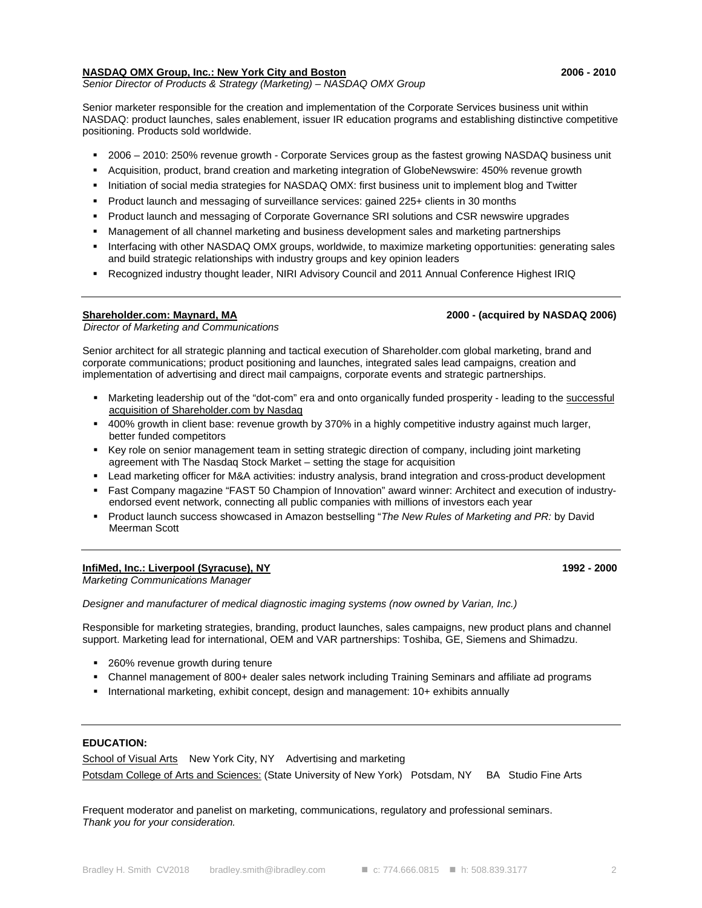**NASDAQ OMX Group, Inc.: New York City and Boston** **2006 - 2010**
*Senior Director of Products & Strategy (Marketing) – NASDAQ OMX Group*

Senior marketer responsible for the creation and implementation of the Corporate Services business unit within NASDAQ: product launches, sales enablement, issuer IR education programs and establishing distinctive competitive positioning. Products sold worldwide.

- 2006 – 2010: 250% revenue growth - Corporate Services group as the fastest growing NASDAQ business unit
- Acquisition, product, brand creation and marketing integration of GlobeNewswire: 450% revenue growth
- Initiation of social media strategies for NASDAQ OMX: first business unit to implement blog and Twitter
- Product launch and messaging of surveillance services: gained 225+ clients in 30 months
- Product launch and messaging of Corporate Governance SRI solutions and CSR newswire upgrades
- Management of all channel marketing and business development sales and marketing partnerships
- Interfacing with other NASDAQ OMX groups, worldwide, to maximize marketing opportunities: generating sales and build strategic relationships with industry groups and key opinion leaders
- Recognized industry thought leader, NIRI Advisory Council and 2011 Annual Conference Highest IRIQ

---

**Shareholder.com: Maynard, MA** **2000 - (acquired by NASDAQ 2006)**
*Director of Marketing and Communications*

Senior architect for all strategic planning and tactical execution of Shareholder.com global marketing, brand and corporate communications; product positioning and launches, integrated sales lead campaigns, creation and implementation of advertising and direct mail campaigns, corporate events and strategic partnerships.

- Marketing leadership out of the "dot-com" era and onto organically funded prosperity - leading to the successful acquisition of Shareholder.com by Nasdaq
- 400% growth in client base: revenue growth by 370% in a highly competitive industry against much larger, better funded competitors
- Key role on senior management team in setting strategic direction of company, including joint marketing agreement with The Nasdaq Stock Market – setting the stage for acquisition
- Lead marketing officer for M&A activities: industry analysis, brand integration and cross-product development
- Fast Company magazine "FAST 50 Champion of Innovation" award winner: Architect and execution of industry-endorsed event network, connecting all public companies with millions of investors each year
- Product launch success showcased in Amazon bestselling "*The New Rules of Marketing and PR:* by David Meerman Scott

---

**InfiMed, Inc.: Liverpool (Syracuse), NY** **1992 - 2000**
*Marketing Communications Manager*

*Designer and manufacturer of medical diagnostic imaging systems (now owned by Varian, Inc.)*

Responsible for marketing strategies, branding, product launches, sales campaigns, new product plans and channel support. Marketing lead for international, OEM and VAR partnerships: Toshiba, GE, Siemens and Shimadzu.

- 260% revenue growth during tenure
- Channel management of 800+ dealer sales network including Training Seminars and affiliate ad programs
- International marketing, exhibit concept, design and management: 10+ exhibits annually

---

**EDUCATION:**

School of Visual Arts New York City, NY Advertising and marketing

Potsdam College of Arts and Sciences: (State University of New York) Potsdam, NY BA Studio Fine Arts

Frequent moderator and panelist on marketing, communications, regulatory and professional seminars.
*Thank you for your consideration.*